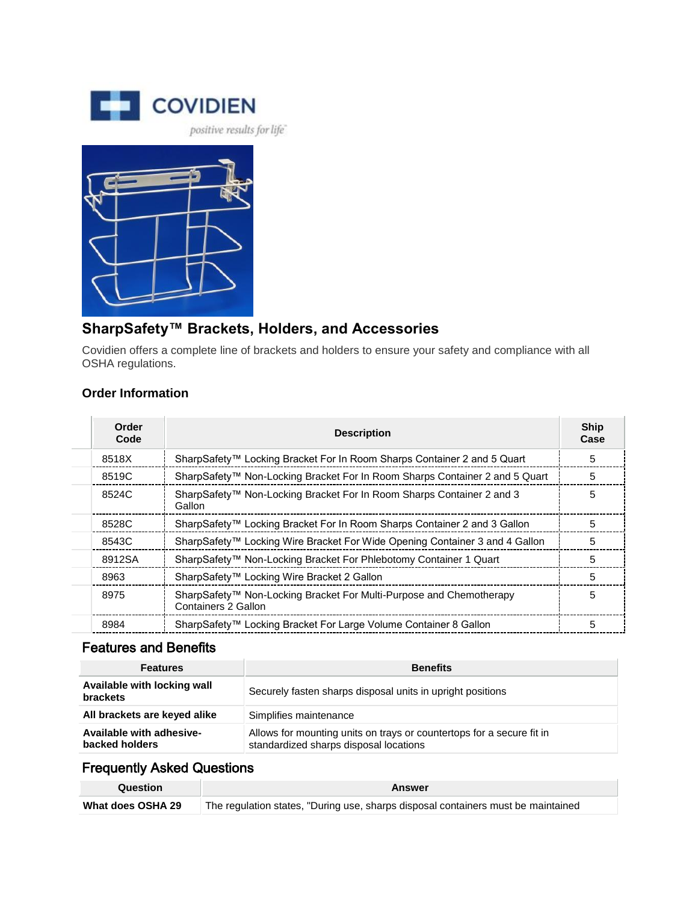COVIDIEN

positive results for life

## SharpSafety™ Brackets, Holders, and Accessories

Covidien offers a complete line of brackets and holders to ensure your safety and compliance with all OSHA regulations.

### Order Information

| Order Code | Description | Ship Case |
|---|---|---|
| 8518X | SharpSafety™ Locking Bracket For In Room Sharps Container 2 and 5 Quart | 5 |
| 8519C | SharpSafety™ Non-Locking Bracket For In Room Sharps Container 2 and 5 Quart | 5 |
| 8524C | SharpSafety™ Non-Locking Bracket For In Room Sharps Container 2 and 3 Gallon | 5 |
| 8528C | SharpSafety™ Locking Bracket For In Room Sharps Container 2 and 3 Gallon | 5 |
| 8543C | SharpSafety™ Locking Wire Bracket For Wide Opening Container 3 and 4 Gallon | 5 |
| 8912SA | SharpSafety™ Non-Locking Bracket For Phlebotomy Container 1 Quart | 5 |
| 8963 | SharpSafety™ Locking Wire Bracket 2 Gallon | 5 |
| 8975 | SharpSafety™ Non-Locking Bracket For Multi-Purpose and Chemotherapy Containers 2 Gallon | 5 |
| 8984 | SharpSafety™ Locking Bracket For Large Volume Container 8 Gallon | 5 |

### Features and Benefits

| Features | Benefits |
|---|---|
| **Available with locking wall brackets** | Securely fasten sharps disposal units in upright positions |
| **All brackets are keyed alike** | Simplifies maintenance |
| **Available with adhesive-backed holders** | Allows for mounting units on trays or countertops for a secure fit in standardized sharps disposal locations |

### Frequently Asked Questions

| Question | Answer |
|---|---|
| **What does OSHA 29** | The regulation states, "During use, sharps disposal containers must be maintained |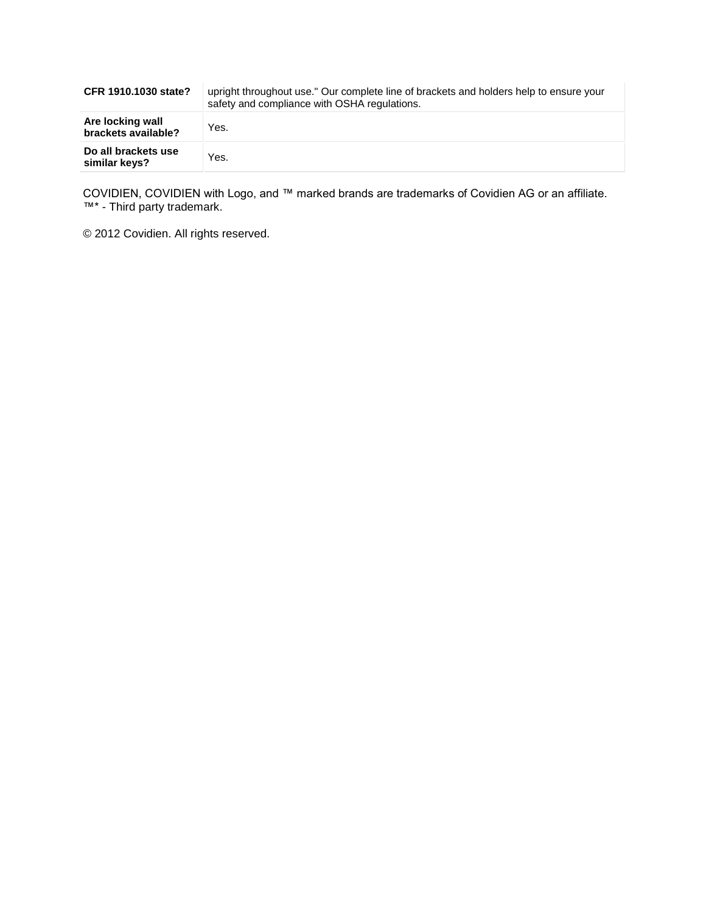| | |
|---|---|
| **CFR 1910.1030 state?** | upright throughout use." Our complete line of brackets and holders help to ensure your safety and compliance with OSHA regulations. |
| **Are locking wall brackets available?** | Yes. |
| **Do all brackets use similar keys?** | Yes. |

COVIDIEN, COVIDIEN with Logo, and ™ marked brands are trademarks of Covidien AG or an affiliate.
™* - Third party trademark.

© 2012 Covidien. All rights reserved.